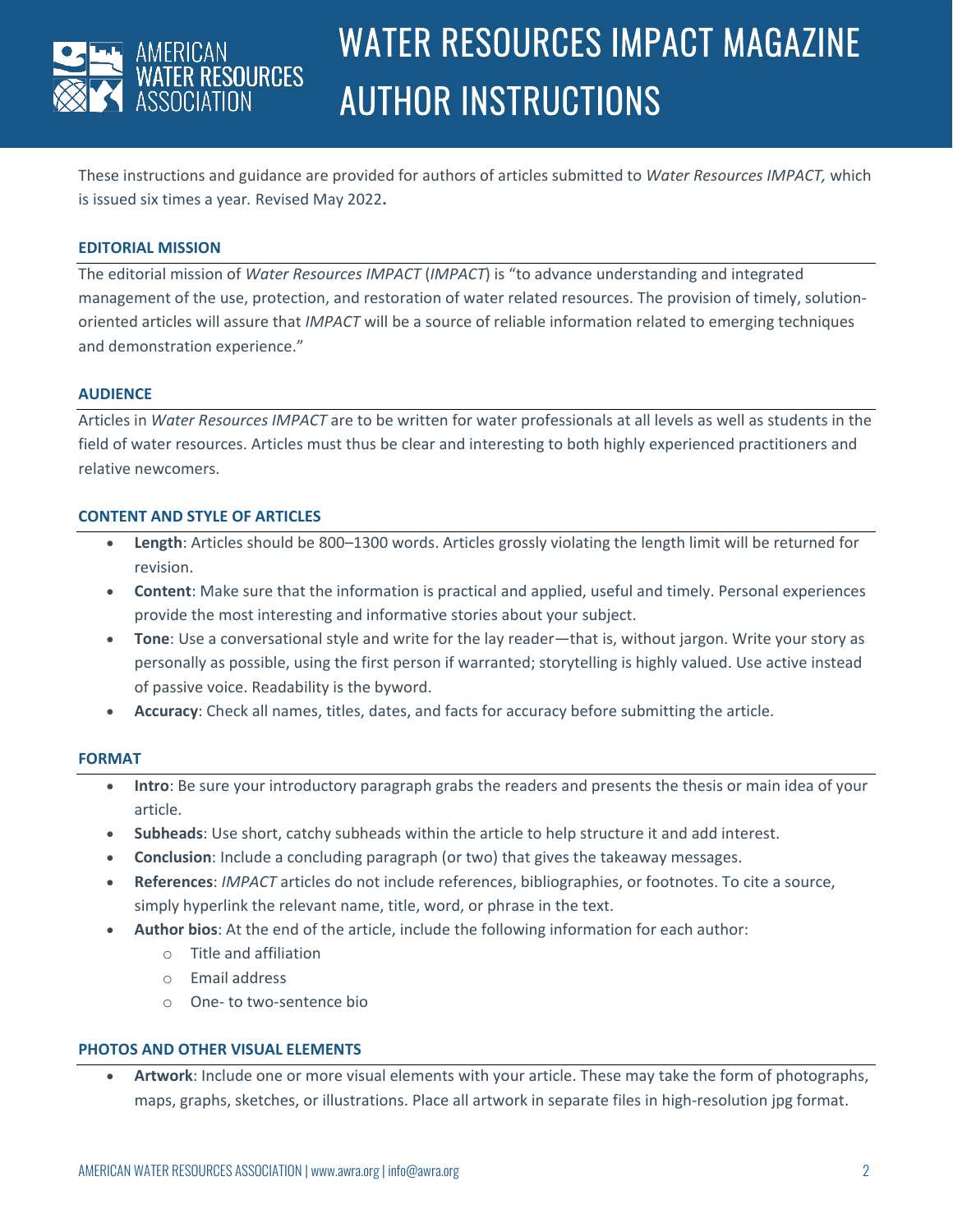# WATER RESOURCES IMPACT MAGAZINE AUTHOR INSTRUCTIONS

These instructions and guidance are provided for authors of articles submitted to *Water Resources IMPACT,* which is issued six times a year. Revised May 2022**.**

## EDITORIAL MISSION

The editorial mission of *Water Resources IMPACT* (*IMPACT*) is "to advance understanding and integrated management of the use, protection, and restoration of water related resources. The provision of timely, solution-oriented articles will assure that *IMPACT* will be a source of reliable information related to emerging techniques and demonstration experience."

## AUDIENCE

Articles in *Water Resources IMPACT* are to be written for water professionals at all levels as well as students in the field of water resources. Articles must thus be clear and interesting to both highly experienced practitioners and relative newcomers.

## CONTENT AND STYLE OF ARTICLES

- **Length**: Articles should be 800–1300 words. Articles grossly violating the length limit will be returned for revision.
- **Content**: Make sure that the information is practical and applied, useful and timely. Personal experiences provide the most interesting and informative stories about your subject.
- **Tone**: Use a conversational style and write for the lay reader—that is, without jargon. Write your story as personally as possible, using the first person if warranted; storytelling is highly valued. Use active instead of passive voice. Readability is the byword.
- **Accuracy**: Check all names, titles, dates, and facts for accuracy before submitting the article.

## FORMAT

- **Intro**: Be sure your introductory paragraph grabs the readers and presents the thesis or main idea of your article.
- **Subheads**: Use short, catchy subheads within the article to help structure it and add interest.
- **Conclusion**: Include a concluding paragraph (or two) that gives the takeaway messages.
- **References**: *IMPACT* articles do not include references, bibliographies, or footnotes. To cite a source, simply hyperlink the relevant name, title, word, or phrase in the text.
- **Author bios**: At the end of the article, include the following information for each author:
  - Title and affiliation
  - Email address
  - One- to two-sentence bio

## PHOTOS AND OTHER VISUAL ELEMENTS

- **Artwork**: Include one or more visual elements with your article. These may take the form of photographs, maps, graphs, sketches, or illustrations. Place all artwork in separate files in high-resolution jpg format.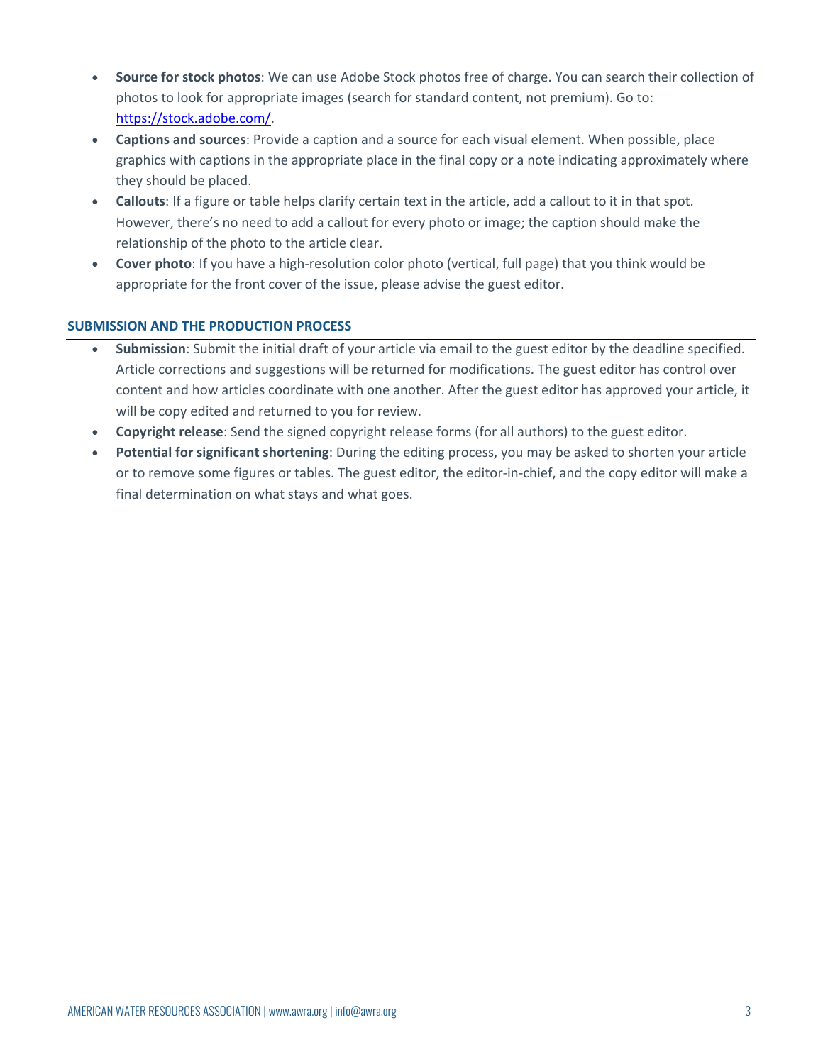- **Source for stock photos**: We can use Adobe Stock photos free of charge. You can search their collection of photos to look for appropriate images (search for standard content, not premium). Go to: https://stock.adobe.com/.
- **Captions and sources**: Provide a caption and a source for each visual element. When possible, place graphics with captions in the appropriate place in the final copy or a note indicating approximately where they should be placed.
- **Callouts**: If a figure or table helps clarify certain text in the article, add a callout to it in that spot. However, there's no need to add a callout for every photo or image; the caption should make the relationship of the photo to the article clear.
- **Cover photo**: If you have a high-resolution color photo (vertical, full page) that you think would be appropriate for the front cover of the issue, please advise the guest editor.

## SUBMISSION AND THE PRODUCTION PROCESS

- **Submission**: Submit the initial draft of your article via email to the guest editor by the deadline specified. Article corrections and suggestions will be returned for modifications. The guest editor has control over content and how articles coordinate with one another. After the guest editor has approved your article, it will be copy edited and returned to you for review.
- **Copyright release**: Send the signed copyright release forms (for all authors) to the guest editor.
- **Potential for significant shortening**: During the editing process, you may be asked to shorten your article or to remove some figures or tables. The guest editor, the editor-in-chief, and the copy editor will make a final determination on what stays and what goes.